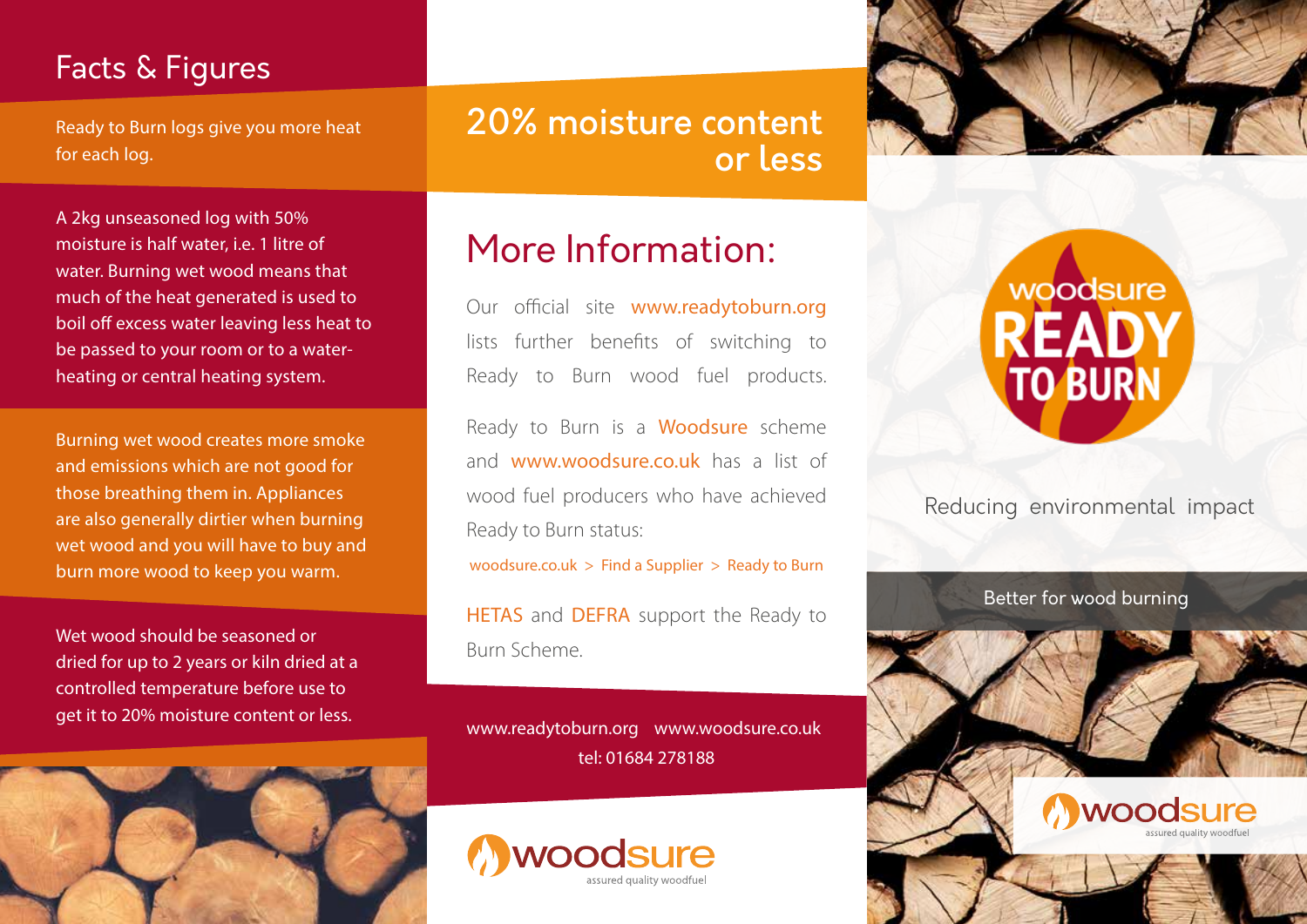## Facts & Figures

Ready to Burn logs give you more heat for each log.

A 2kg unseasoned log with 50% moisture is half water, i.e. 1 litre of water. Burning wet wood means that much of the heat generated is used to boil off excess water leaving less heat to be passed to your room or to a water-heating or central heating system.

Burning wet wood creates more smoke and emissions which are not good for those breathing them in. Appliances are also generally dirtier when burning wet wood and you will have to buy and burn more wood to keep you warm.

Wet wood should be seasoned or dried for up to 2 years or kiln dried at a controlled temperature before use to get it to 20% moisture content or less.

## 20% moisture content or less

# More Information:

Our official site www.readytoburn.org lists further benefits of switching to Ready to Burn wood fuel products.

Ready to Burn is a Woodsure scheme and www.woodsure.co.uk has a list of wood fuel producers who have achieved Ready to Burn status:

woodsure.co.uk > Find a Supplier > Ready to Burn

HETAS and DEFRA support the Ready to Burn Scheme.

www.readytoburn.org www.woodsure.co.uk
tel: 01684 278188

woodsure
assured quality woodfuel

woodsure READY TO BURN

Reducing environmental impact

Better for wood burning

woodsure
assured quality woodfuel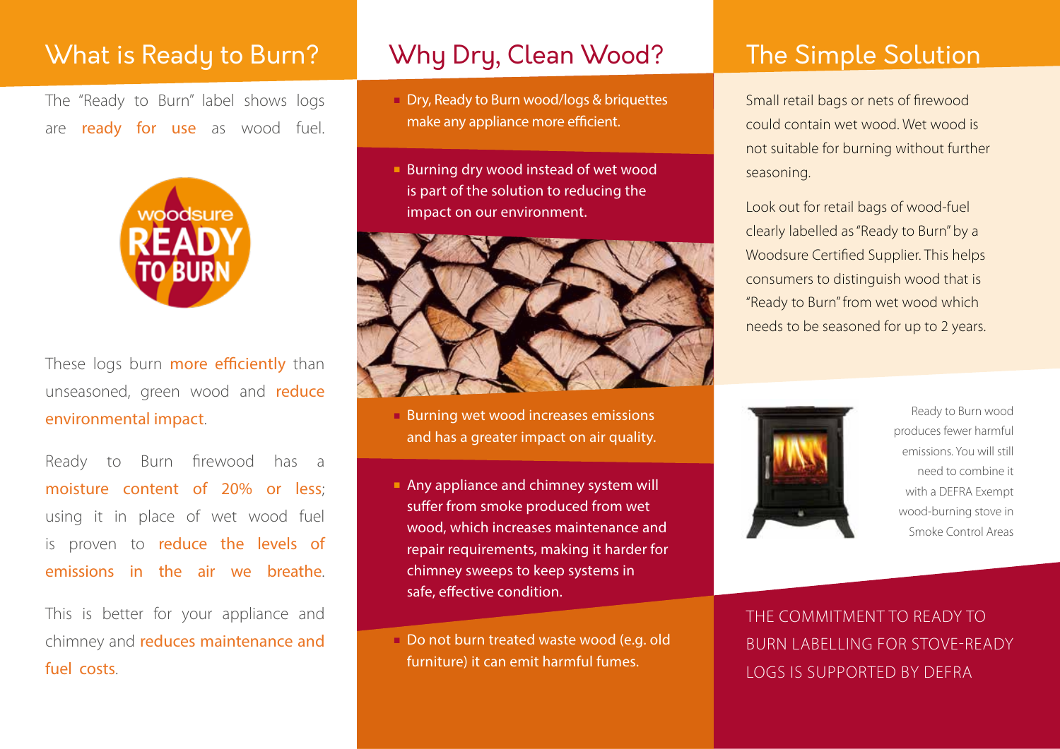## What is Ready to Burn?

The "Ready to Burn" label shows logs are ready for use as wood fuel.

These logs burn more efficiently than unseasoned, green wood and reduce environmental impact.

Ready to Burn firewood has a moisture content of 20% or less; using it in place of wet wood fuel is proven to reduce the levels of emissions in the air we breathe.

This is better for your appliance and chimney and reduces maintenance and fuel costs.

## Why Dry, Clean Wood?

- Dry, Ready to Burn wood/logs & briquettes make any appliance more efficient.
- Burning dry wood instead of wet wood is part of the solution to reducing the impact on our environment.
- Burning wet wood increases emissions and has a greater impact on air quality.
- Any appliance and chimney system will suffer from smoke produced from wet wood, which increases maintenance and repair requirements, making it harder for chimney sweeps to keep systems in safe, effective condition.
- Do not burn treated waste wood (e.g. old furniture) it can emit harmful fumes.

## The Simple Solution

Small retail bags or nets of firewood could contain wet wood. Wet wood is not suitable for burning without further seasoning.

Look out for retail bags of wood-fuel clearly labelled as "Ready to Burn" by a Woodsure Certified Supplier. This helps consumers to distinguish wood that is "Ready to Burn" from wet wood which needs to be seasoned for up to 2 years.

Ready to Burn wood produces fewer harmful emissions. You will still need to combine it with a DEFRA Exempt wood-burning stove in Smoke Control Areas

THE COMMITMENT TO READY TO BURN LABELLING FOR STOVE-READY LOGS IS SUPPORTED BY DEFRA